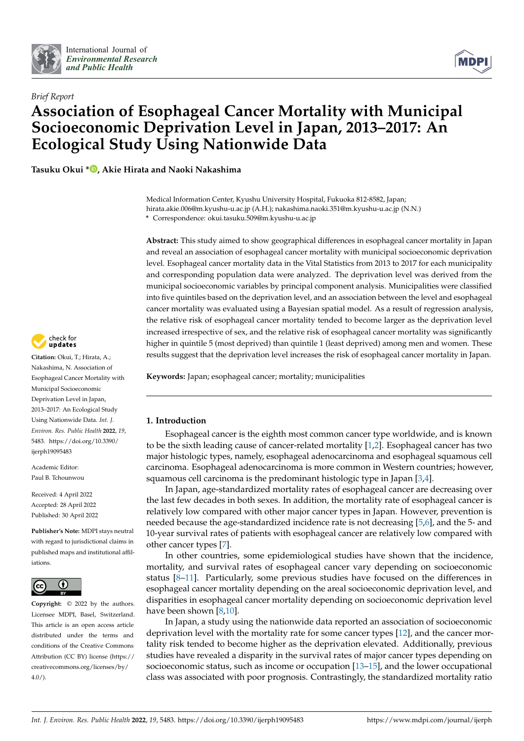*Brief Report*

# Association of Esophageal Cancer Mortality with Municipal Socioeconomic Deprivation Level in Japan, 2013–2017: An Ecological Study Using Nationwide Data

**Tasuku Okui \*, Akie Hirata and Naoki Nakashima**

Medical Information Center, Kyushu University Hospital, Fukuoka 812-8582, Japan; hirata.akie.006@m.kyushu-u.ac.jp (A.H.); nakashima.naoki.351@m.kyushu-u.ac.jp (N.N.)
\* Correspondence: okui.tasuku.509@m.kyushu-u.ac.jp

**Citation:** Okui, T.; Hirata, A.; Nakashima, N. Association of Esophageal Cancer Mortality with Municipal Socioeconomic Deprivation Level in Japan, 2013–2017: An Ecological Study Using Nationwide Data. *Int. J. Environ. Res. Public Health* **2022**, *19*, 5483. https://doi.org/10.3390/ijerph19095483

Academic Editor: Paul B. Tchounwou

Received: 4 April 2022
Accepted: 28 April 2022
Published: 30 April 2022

**Publisher's Note:** MDPI stays neutral with regard to jurisdictional claims in published maps and institutional affiliations.

**Copyright:** © 2022 by the authors. Licensee MDPI, Basel, Switzerland. This article is an open access article distributed under the terms and conditions of the Creative Commons Attribution (CC BY) license (https://creativecommons.org/licenses/by/4.0/).

**Abstract:** This study aimed to show geographical differences in esophageal cancer mortality in Japan and reveal an association of esophageal cancer mortality with municipal socioeconomic deprivation level. Esophageal cancer mortality data in the Vital Statistics from 2013 to 2017 for each municipality and corresponding population data were analyzed. The deprivation level was derived from the municipal socioeconomic variables by principal component analysis. Municipalities were classified into five quintiles based on the deprivation level, and an association between the level and esophageal cancer mortality was evaluated using a Bayesian spatial model. As a result of regression analysis, the relative risk of esophageal cancer mortality tended to become larger as the deprivation level increased irrespective of sex, and the relative risk of esophageal cancer mortality was significantly higher in quintile 5 (most deprived) than quintile 1 (least deprived) among men and women. These results suggest that the deprivation level increases the risk of esophageal cancer mortality in Japan.

**Keywords:** Japan; esophageal cancer; mortality; municipalities

## 1. Introduction

Esophageal cancer is the eighth most common cancer type worldwide, and is known to be the sixth leading cause of cancer-related mortality [1,2]. Esophageal cancer has two major histologic types, namely, esophageal adenocarcinoma and esophageal squamous cell carcinoma. Esophageal adenocarcinoma is more common in Western countries; however, squamous cell carcinoma is the predominant histologic type in Japan [3,4].

In Japan, age-standardized mortality rates of esophageal cancer are decreasing over the last few decades in both sexes. In addition, the mortality rate of esophageal cancer is relatively low compared with other major cancer types in Japan. However, prevention is needed because the age-standardized incidence rate is not decreasing [5,6], and the 5- and 10-year survival rates of patients with esophageal cancer are relatively low compared with other cancer types [7].

In other countries, some epidemiological studies have shown that the incidence, mortality, and survival rates of esophageal cancer vary depending on socioeconomic status [8–11]. Particularly, some previous studies have focused on the differences in esophageal cancer mortality depending on the areal socioeconomic deprivation level, and disparities in esophageal cancer mortality depending on socioeconomic deprivation level have been shown [8,10].

In Japan, a study using the nationwide data reported an association of socioeconomic deprivation level with the mortality rate for some cancer types [12], and the cancer mortality risk tended to become higher as the deprivation elevated. Additionally, previous studies have revealed a disparity in the survival rates of major cancer types depending on socioeconomic status, such as income or occupation [13–15], and the lower occupational class was associated with poor prognosis. Contrastingly, the standardized mortality ratio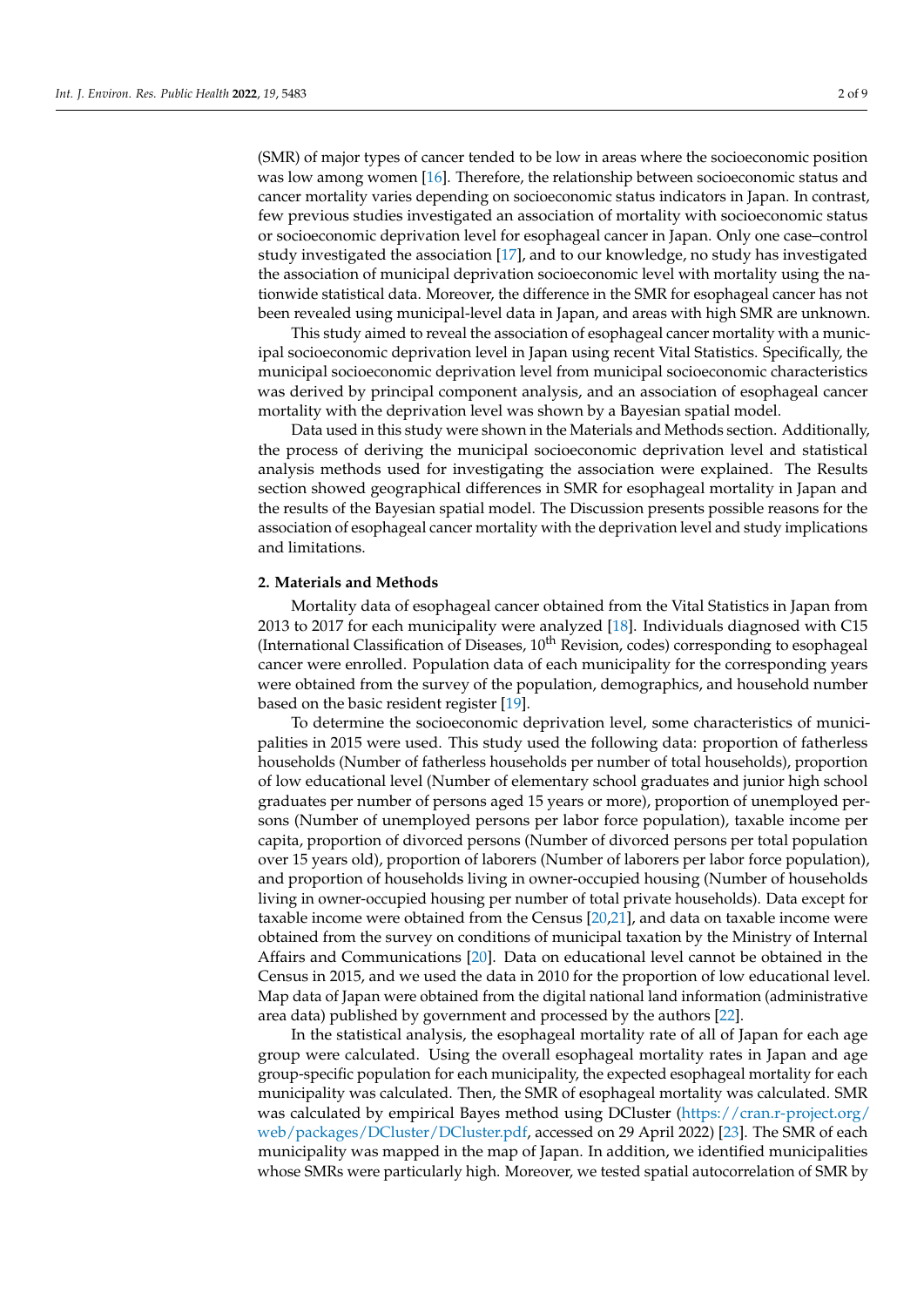(SMR) of major types of cancer tended to be low in areas where the socioeconomic position was low among women [16]. Therefore, the relationship between socioeconomic status and cancer mortality varies depending on socioeconomic status indicators in Japan. In contrast, few previous studies investigated an association of mortality with socioeconomic status or socioeconomic deprivation level for esophageal cancer in Japan. Only one case–control study investigated the association [17], and to our knowledge, no study has investigated the association of municipal deprivation socioeconomic level with mortality using the nationwide statistical data. Moreover, the difference in the SMR for esophageal cancer has not been revealed using municipal-level data in Japan, and areas with high SMR are unknown.

This study aimed to reveal the association of esophageal cancer mortality with a municipal socioeconomic deprivation level in Japan using recent Vital Statistics. Specifically, the municipal socioeconomic deprivation level from municipal socioeconomic characteristics was derived by principal component analysis, and an association of esophageal cancer mortality with the deprivation level was shown by a Bayesian spatial model.

Data used in this study were shown in the Materials and Methods section. Additionally, the process of deriving the municipal socioeconomic deprivation level and statistical analysis methods used for investigating the association were explained. The Results section showed geographical differences in SMR for esophageal mortality in Japan and the results of the Bayesian spatial model. The Discussion presents possible reasons for the association of esophageal cancer mortality with the deprivation level and study implications and limitations.

## 2. Materials and Methods

Mortality data of esophageal cancer obtained from the Vital Statistics in Japan from 2013 to 2017 for each municipality were analyzed [18]. Individuals diagnosed with C15 (International Classification of Diseases, 10th Revision, codes) corresponding to esophageal cancer were enrolled. Population data of each municipality for the corresponding years were obtained from the survey of the population, demographics, and household number based on the basic resident register [19].

To determine the socioeconomic deprivation level, some characteristics of municipalities in 2015 were used. This study used the following data: proportion of fatherless households (Number of fatherless households per number of total households), proportion of low educational level (Number of elementary school graduates and junior high school graduates per number of persons aged 15 years or more), proportion of unemployed persons (Number of unemployed persons per labor force population), taxable income per capita, proportion of divorced persons (Number of divorced persons per total population over 15 years old), proportion of laborers (Number of laborers per labor force population), and proportion of households living in owner-occupied housing (Number of households living in owner-occupied housing per number of total private households). Data except for taxable income were obtained from the Census [20,21], and data on taxable income were obtained from the survey on conditions of municipal taxation by the Ministry of Internal Affairs and Communications [20]. Data on educational level cannot be obtained in the Census in 2015, and we used the data in 2010 for the proportion of low educational level. Map data of Japan were obtained from the digital national land information (administrative area data) published by government and processed by the authors [22].

In the statistical analysis, the esophageal mortality rate of all of Japan for each age group were calculated. Using the overall esophageal mortality rates in Japan and age group-specific population for each municipality, the expected esophageal mortality for each municipality was calculated. Then, the SMR of esophageal mortality was calculated. SMR was calculated by empirical Bayes method using DCluster (https://cran.r-project.org/web/packages/DCluster/DCluster.pdf, accessed on 29 April 2022) [23]. The SMR of each municipality was mapped in the map of Japan. In addition, we identified municipalities whose SMRs were particularly high. Moreover, we tested spatial autocorrelation of SMR by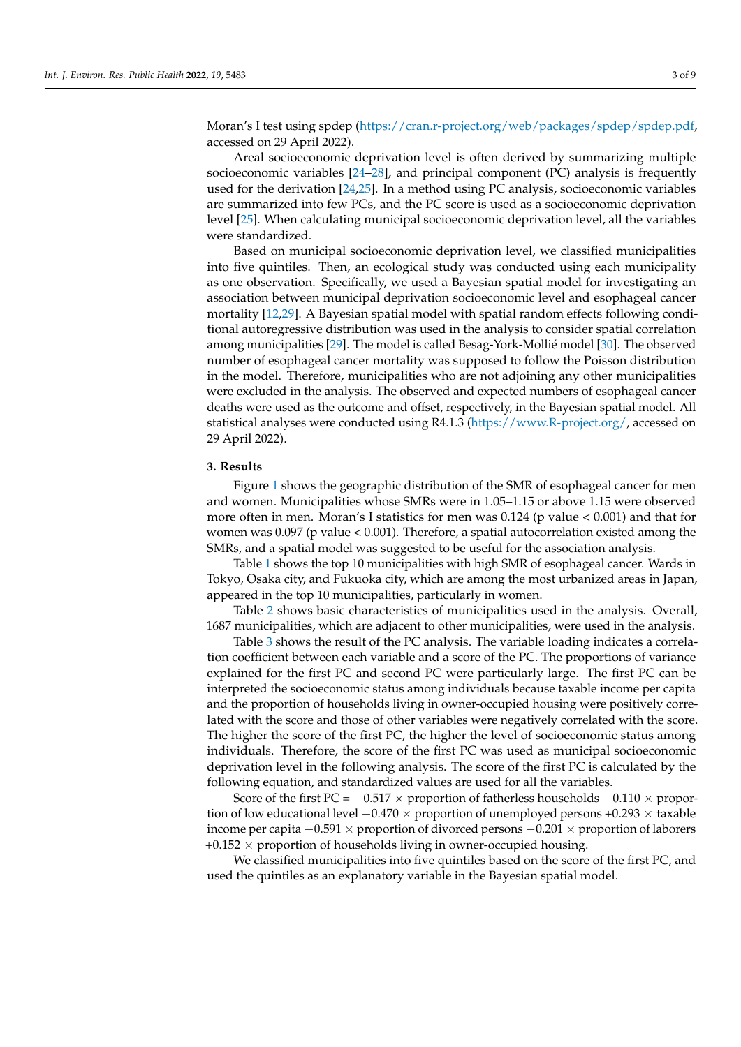Moran's I test using spdep (https://cran.r-project.org/web/packages/spdep/spdep.pdf, accessed on 29 April 2022).

Areal socioeconomic deprivation level is often derived by summarizing multiple socioeconomic variables [24–28], and principal component (PC) analysis is frequently used for the derivation [24,25]. In a method using PC analysis, socioeconomic variables are summarized into few PCs, and the PC score is used as a socioeconomic deprivation level [25]. When calculating municipal socioeconomic deprivation level, all the variables were standardized.

Based on municipal socioeconomic deprivation level, we classified municipalities into five quintiles. Then, an ecological study was conducted using each municipality as one observation. Specifically, we used a Bayesian spatial model for investigating an association between municipal deprivation socioeconomic level and esophageal cancer mortality [12,29]. A Bayesian spatial model with spatial random effects following conditional autoregressive distribution was used in the analysis to consider spatial correlation among municipalities [29]. The model is called Besag-York-Mollié model [30]. The observed number of esophageal cancer mortality was supposed to follow the Poisson distribution in the model. Therefore, municipalities who are not adjoining any other municipalities were excluded in the analysis. The observed and expected numbers of esophageal cancer deaths were used as the outcome and offset, respectively, in the Bayesian spatial model. All statistical analyses were conducted using R4.1.3 (https://www.R-project.org/, accessed on 29 April 2022).

## 3. Results

Figure 1 shows the geographic distribution of the SMR of esophageal cancer for men and women. Municipalities whose SMRs were in 1.05–1.15 or above 1.15 were observed more often in men. Moran's I statistics for men was 0.124 ($p$ value < 0.001) and that for women was 0.097 ($p$ value < 0.001). Therefore, a spatial autocorrelation existed among the SMRs, and a spatial model was suggested to be useful for the association analysis.

Table 1 shows the top 10 municipalities with high SMR of esophageal cancer. Wards in Tokyo, Osaka city, and Fukuoka city, which are among the most urbanized areas in Japan, appeared in the top 10 municipalities, particularly in women.

Table 2 shows basic characteristics of municipalities used in the analysis. Overall, 1687 municipalities, which are adjacent to other municipalities, were used in the analysis.

Table 3 shows the result of the PC analysis. The variable loading indicates a correlation coefficient between each variable and a score of the PC. The proportions of variance explained for the first PC and second PC were particularly large. The first PC can be interpreted the socioeconomic status among individuals because taxable income per capita and the proportion of households living in owner-occupied housing were positively correlated with the score and those of other variables were negatively correlated with the score. The higher the score of the first PC, the higher the level of socioeconomic status among individuals. Therefore, the score of the first PC was used as municipal socioeconomic deprivation level in the following analysis. The score of the first PC is calculated by the following equation, and standardized values are used for all the variables.

Score of the first PC = −0.517 × proportion of fatherless households −0.110 × proportion of low educational level −0.470 × proportion of unemployed persons +0.293 × taxable income per capita −0.591 × proportion of divorced persons −0.201 × proportion of laborers +0.152 × proportion of households living in owner-occupied housing.

We classified municipalities into five quintiles based on the score of the first PC, and used the quintiles as an explanatory variable in the Bayesian spatial model.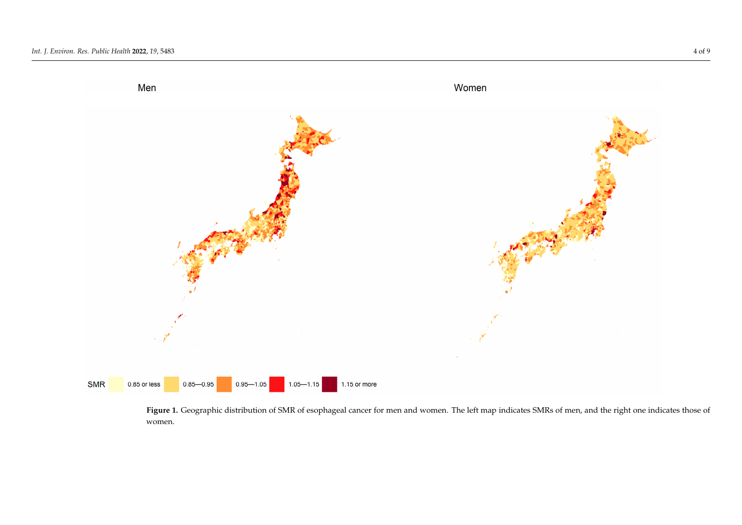**Figure 1.** Geographic distribution of SMR of esophageal cancer for men and women. The left map indicates SMRs of men, and the right one indicates those of women.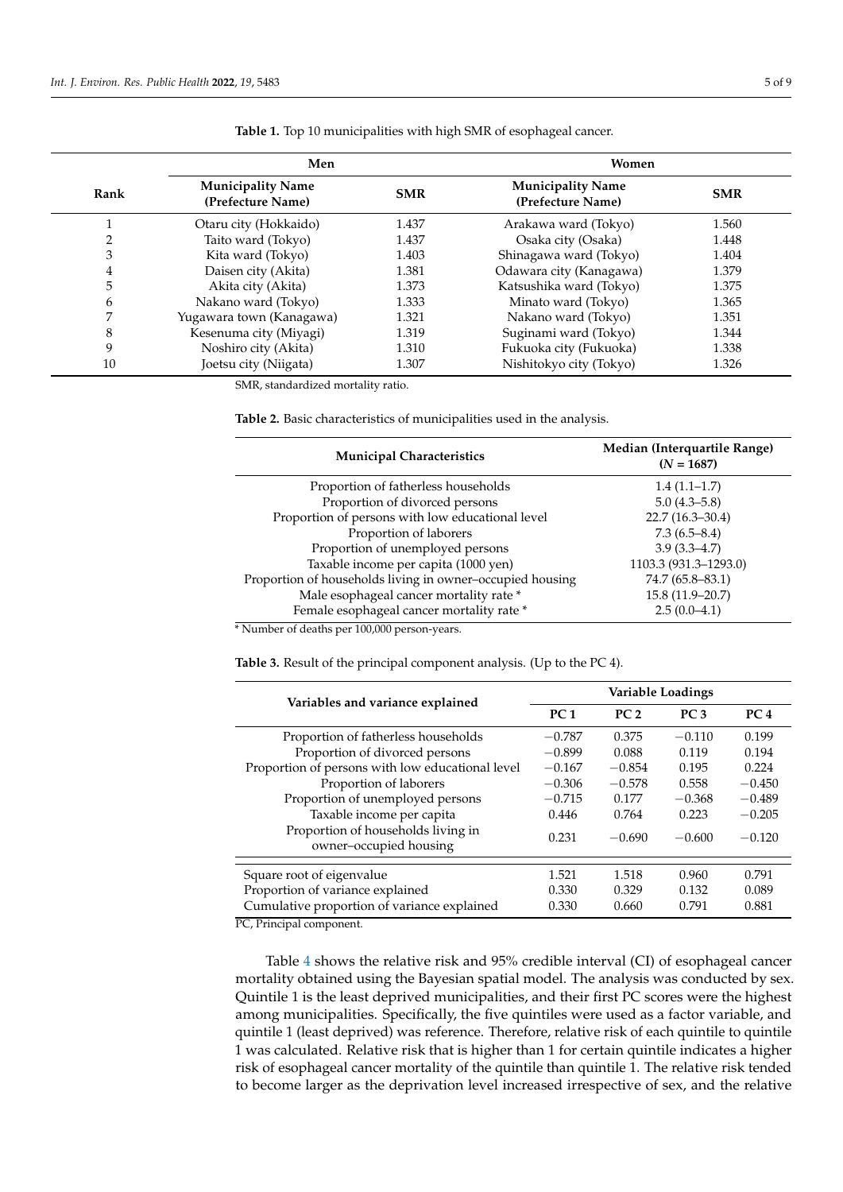**Table 1.** Top 10 municipalities with high SMR of esophageal cancer.

| Rank | Men | | Women | |
|---|---|---|---|---|
| | **Municipality Name (Prefecture Name)** | **SMR** | **Municipality Name (Prefecture Name)** | **SMR** |
| 1 | Otaru city (Hokkaido) | 1.437 | Arakawa ward (Tokyo) | 1.560 |
| 2 | Taito ward (Tokyo) | 1.437 | Osaka city (Osaka) | 1.448 |
| 3 | Kita ward (Tokyo) | 1.403 | Shinagawa ward (Tokyo) | 1.404 |
| 4 | Daisen city (Akita) | 1.381 | Odawara city (Kanagawa) | 1.379 |
| 5 | Akita city (Akita) | 1.373 | Katsushika ward (Tokyo) | 1.375 |
| 6 | Nakano ward (Tokyo) | 1.333 | Minato ward (Tokyo) | 1.365 |
| 7 | Yugawara town (Kanagawa) | 1.321 | Nakano ward (Tokyo) | 1.351 |
| 8 | Kesenuma city (Miyagi) | 1.319 | Suginami ward (Tokyo) | 1.344 |
| 9 | Noshiro city (Akita) | 1.310 | Fukuoka city (Fukuoka) | 1.338 |
| 10 | Joetsu city (Niigata) | 1.307 | Nishitokyo city (Tokyo) | 1.326 |

SMR, standardized mortality ratio.

**Table 2.** Basic characteristics of municipalities used in the analysis.

| Municipal Characteristics | Median (Interquartile Range) ($N$ = 1687) |
|---|---|
| Proportion of fatherless households | 1.4 (1.1–1.7) |
| Proportion of divorced persons | 5.0 (4.3–5.8) |
| Proportion of persons with low educational level | 22.7 (16.3–30.4) |
| Proportion of laborers | 7.3 (6.5–8.4) |
| Proportion of unemployed persons | 3.9 (3.3–4.7) |
| Taxable income per capita (1000 yen) | 1103.3 (931.3–1293.0) |
| Proportion of households living in owner–occupied housing | 74.7 (65.8–83.1) |
| Male esophageal cancer mortality rate * | 15.8 (11.9–20.7) |
| Female esophageal cancer mortality rate * | 2.5 (0.0–4.1) |

* Number of deaths per 100,000 person-years.

**Table 3.** Result of the principal component analysis. (Up to the PC 4).

| Variables and variance explained | Variable Loadings | | | |
|---|---|---|---|---|
| | **PC 1** | **PC 2** | **PC 3** | **PC 4** |
| Proportion of fatherless households | −0.787 | 0.375 | −0.110 | 0.199 |
| Proportion of divorced persons | −0.899 | 0.088 | 0.119 | 0.194 |
| Proportion of persons with low educational level | −0.167 | −0.854 | 0.195 | 0.224 |
| Proportion of laborers | −0.306 | −0.578 | 0.558 | −0.450 |
| Proportion of unemployed persons | −0.715 | 0.177 | −0.368 | −0.489 |
| Taxable income per capita | 0.446 | 0.764 | 0.223 | −0.205 |
| Proportion of households living in owner–occupied housing | 0.231 | −0.690 | −0.600 | −0.120 |
| Square root of eigenvalue | 1.521 | 1.518 | 0.960 | 0.791 |
| Proportion of variance explained | 0.330 | 0.329 | 0.132 | 0.089 |
| Cumulative proportion of variance explained | 0.330 | 0.660 | 0.791 | 0.881 |

PC, Principal component.

Table 4 shows the relative risk and 95% credible interval (CI) of esophageal cancer mortality obtained using the Bayesian spatial model. The analysis was conducted by sex. Quintile 1 is the least deprived municipalities, and their first PC scores were the highest among municipalities. Specifically, the five quintiles were used as a factor variable, and quintile 1 (least deprived) was reference. Therefore, relative risk of each quintile to quintile 1 was calculated. Relative risk that is higher than 1 for certain quintile indicates a higher risk of esophageal cancer mortality of the quintile than quintile 1. The relative risk tended to become larger as the deprivation level increased irrespective of sex, and the relative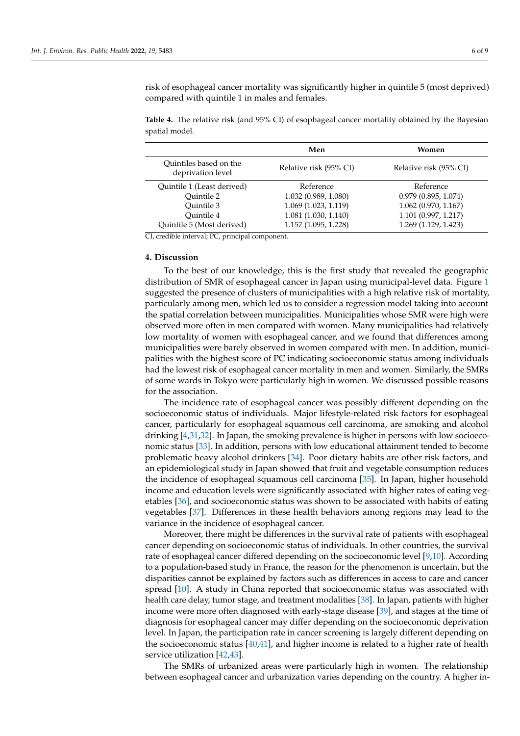risk of esophageal cancer mortality was significantly higher in quintile 5 (most deprived) compared with quintile 1 in males and females.

**Table 4.** The relative risk (and 95% CI) of esophageal cancer mortality obtained by the Bayesian spatial model.

| | Men | Women |
|---|---|---|
| Quintiles based on the deprivation level | Relative risk (95% CI) | Relative risk (95% CI) |
| Quintile 1 (Least derived) | Reference | Reference |
| Quintile 2 | 1.032 (0.989, 1.080) | 0.979 (0.895, 1.074) |
| Quintile 3 | 1.069 (1.023, 1.119) | 1.062 (0.970, 1.167) |
| Quintile 4 | 1.081 (1.030, 1.140) | 1.101 (0.997, 1.217) |
| Quintile 5 (Most derived) | 1.157 (1.095, 1.228) | 1.269 (1.129, 1.423) |

CI, credible interval; PC, principal component.

## 4. Discussion

To the best of our knowledge, this is the first study that revealed the geographic distribution of SMR of esophageal cancer in Japan using municipal-level data. Figure 1 suggested the presence of clusters of municipalities with a high relative risk of mortality, particularly among men, which led us to consider a regression model taking into account the spatial correlation between municipalities. Municipalities whose SMR were high were observed more often in men compared with women. Many municipalities had relatively low mortality of women with esophageal cancer, and we found that differences among municipalities were barely observed in women compared with men. In addition, municipalities with the highest score of PC indicating socioeconomic status among individuals had the lowest risk of esophageal cancer mortality in men and women. Similarly, the SMRs of some wards in Tokyo were particularly high in women. We discussed possible reasons for the association.

The incidence rate of esophageal cancer was possibly different depending on the socioeconomic status of individuals. Major lifestyle-related risk factors for esophageal cancer, particularly for esophageal squamous cell carcinoma, are smoking and alcohol drinking [4,31,32]. In Japan, the smoking prevalence is higher in persons with low socioeconomic status [33]. In addition, persons with low educational attainment tended to become problematic heavy alcohol drinkers [34]. Poor dietary habits are other risk factors, and an epidemiological study in Japan showed that fruit and vegetable consumption reduces the incidence of esophageal squamous cell carcinoma [35]. In Japan, higher household income and education levels were significantly associated with higher rates of eating vegetables [36], and socioeconomic status was shown to be associated with habits of eating vegetables [37]. Differences in these health behaviors among regions may lead to the variance in the incidence of esophageal cancer.

Moreover, there might be differences in the survival rate of patients with esophageal cancer depending on socioeconomic status of individuals. In other countries, the survival rate of esophageal cancer differed depending on the socioeconomic level [9,10]. According to a population-based study in France, the reason for the phenomenon is uncertain, but the disparities cannot be explained by factors such as differences in access to care and cancer spread [10]. A study in China reported that socioeconomic status was associated with health care delay, tumor stage, and treatment modalities [38]. In Japan, patients with higher income were more often diagnosed with early-stage disease [39], and stages at the time of diagnosis for esophageal cancer may differ depending on the socioeconomic deprivation level. In Japan, the participation rate in cancer screening is largely different depending on the socioeconomic status [40,41], and higher income is related to a higher rate of health service utilization [42,43].

The SMRs of urbanized areas were particularly high in women. The relationship between esophageal cancer and urbanization varies depending on the country. A higher in-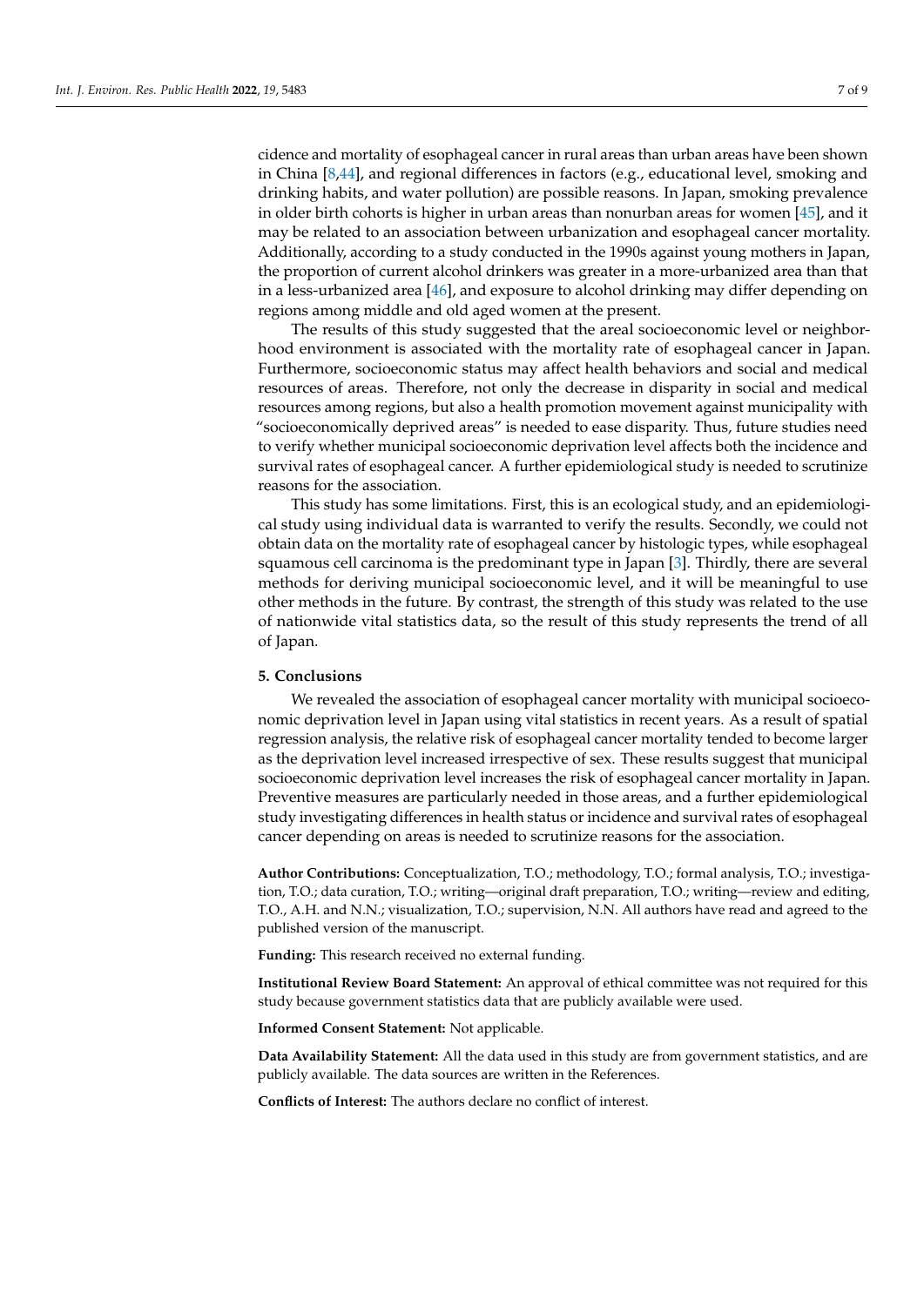cidence and mortality of esophageal cancer in rural areas than urban areas have been shown in China [8,44], and regional differences in factors (e.g., educational level, smoking and drinking habits, and water pollution) are possible reasons. In Japan, smoking prevalence in older birth cohorts is higher in urban areas than nonurban areas for women [45], and it may be related to an association between urbanization and esophageal cancer mortality. Additionally, according to a study conducted in the 1990s against young mothers in Japan, the proportion of current alcohol drinkers was greater in a more-urbanized area than that in a less-urbanized area [46], and exposure to alcohol drinking may differ depending on regions among middle and old aged women at the present.

The results of this study suggested that the areal socioeconomic level or neighborhood environment is associated with the mortality rate of esophageal cancer in Japan. Furthermore, socioeconomic status may affect health behaviors and social and medical resources of areas. Therefore, not only the decrease in disparity in social and medical resources among regions, but also a health promotion movement against municipality with "socioeconomically deprived areas" is needed to ease disparity. Thus, future studies need to verify whether municipal socioeconomic deprivation level affects both the incidence and survival rates of esophageal cancer. A further epidemiological study is needed to scrutinize reasons for the association.

This study has some limitations. First, this is an ecological study, and an epidemiological study using individual data is warranted to verify the results. Secondly, we could not obtain data on the mortality rate of esophageal cancer by histologic types, while esophageal squamous cell carcinoma is the predominant type in Japan [3]. Thirdly, there are several methods for deriving municipal socioeconomic level, and it will be meaningful to use other methods in the future. By contrast, the strength of this study was related to the use of nationwide vital statistics data, so the result of this study represents the trend of all of Japan.

## 5. Conclusions

We revealed the association of esophageal cancer mortality with municipal socioeconomic deprivation level in Japan using vital statistics in recent years. As a result of spatial regression analysis, the relative risk of esophageal cancer mortality tended to become larger as the deprivation level increased irrespective of sex. These results suggest that municipal socioeconomic deprivation level increases the risk of esophageal cancer mortality in Japan. Preventive measures are particularly needed in those areas, and a further epidemiological study investigating differences in health status or incidence and survival rates of esophageal cancer depending on areas is needed to scrutinize reasons for the association.

**Author Contributions:** Conceptualization, T.O.; methodology, T.O.; formal analysis, T.O.; investigation, T.O.; data curation, T.O.; writing—original draft preparation, T.O.; writing—review and editing, T.O., A.H. and N.N.; visualization, T.O.; supervision, N.N. All authors have read and agreed to the published version of the manuscript.

**Funding:** This research received no external funding.

**Institutional Review Board Statement:** An approval of ethical committee was not required for this study because government statistics data that are publicly available were used.

**Informed Consent Statement:** Not applicable.

**Data Availability Statement:** All the data used in this study are from government statistics, and are publicly available. The data sources are written in the References.

**Conflicts of Interest:** The authors declare no conflict of interest.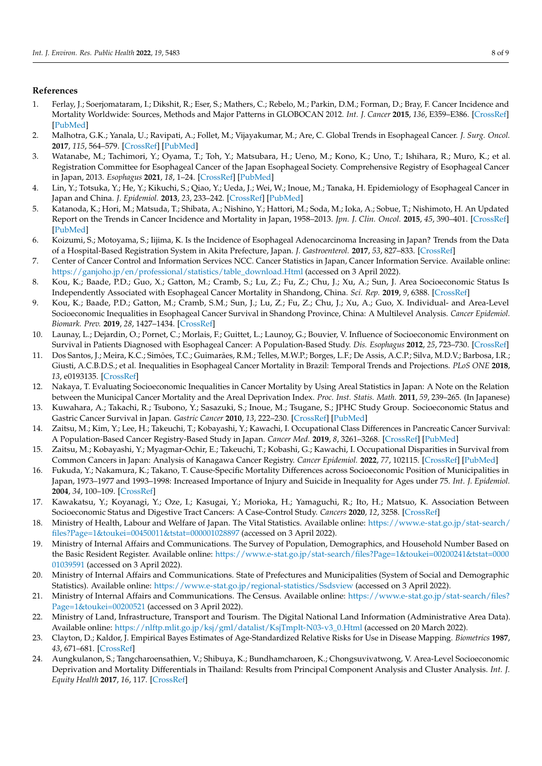## References

1. Ferlay, J.; Soerjomataram, I.; Dikshit, R.; Eser, S.; Mathers, C.; Rebelo, M.; Parkin, D.M.; Forman, D.; Bray, F. Cancer Incidence and Mortality Worldwide: Sources, Methods and Major Patterns in GLOBOCAN 2012. *Int. J. Cancer* **2015**, *136*, E359–E386. [CrossRef] [PubMed]
2. Malhotra, G.K.; Yanala, U.; Ravipati, A.; Follet, M.; Vijayakumar, M.; Are, C. Global Trends in Esophageal Cancer. *J. Surg. Oncol.* **2017**, *115*, 564–579. [CrossRef] [PubMed]
3. Watanabe, M.; Tachimori, Y.; Oyama, T.; Toh, Y.; Matsubara, H.; Ueno, M.; Kono, K.; Uno, T.; Ishihara, R.; Muro, K.; et al. Registration Committee for Esophageal Cancer of the Japan Esophageal Society. Comprehensive Registry of Esophageal Cancer in Japan, 2013. *Esophagus* **2021**, *18*, 1–24. [CrossRef] [PubMed]
4. Lin, Y.; Totsuka, Y.; He, Y.; Kikuchi, S.; Qiao, Y.; Ueda, J.; Wei, W.; Inoue, M.; Tanaka, H. Epidemiology of Esophageal Cancer in Japan and China. *J. Epidemiol.* **2013**, *23*, 233–242. [CrossRef] [PubMed]
5. Katanoda, K.; Hori, M.; Matsuda, T.; Shibata, A.; Nishino, Y.; Hattori, M.; Soda, M.; Ioka, A.; Sobue, T.; Nishimoto, H. An Updated Report on the Trends in Cancer Incidence and Mortality in Japan, 1958–2013. *Jpn. J. Clin. Oncol.* **2015**, *45*, 390–401. [CrossRef] [PubMed]
6. Koizumi, S.; Motoyama, S.; Iijima, K. Is the Incidence of Esophageal Adenocarcinoma Increasing in Japan? Trends from the Data of a Hospital-Based Registration System in Akita Prefecture, Japan. *J. Gastroenterol.* **2017**, *53*, 827–833. [CrossRef]
7. Center of Cancer Control and Information Services NCC. Cancer Statistics in Japan, Cancer Information Service. Available online: https://ganjoho.jp/en/professional/statistics/table_download.Html (accessed on 3 April 2022).
8. Kou, K.; Baade, P.D.; Guo, X.; Gatton, M.; Cramb, S.; Lu, Z.; Fu, Z.; Chu, J.; Xu, A.; Sun, J. Area Socioeconomic Status Is Independently Associated with Esophageal Cancer Mortality in Shandong, China. *Sci. Rep.* **2019**, *9*, 6388. [CrossRef]
9. Kou, K.; Baade, P.D.; Gatton, M.; Cramb, S.M.; Sun, J.; Lu, Z.; Fu, Z.; Chu, J.; Xu, A.; Guo, X. Individual- and Area-Level Socioeconomic Inequalities in Esophageal Cancer Survival in Shandong Province, China: A Multilevel Analysis. *Cancer Epidemiol. Biomark. Prev.* **2019**, *28*, 1427–1434. [CrossRef]
10. Launay, L.; Dejardin, O.; Pornet, C.; Morlais, F.; Guittet, L.; Launoy, G.; Bouvier, V. Influence of Socioeconomic Environment on Survival in Patients Diagnosed with Esophageal Cancer: A Population-Based Study. *Dis. Esophagus* **2012**, *25*, 723–730. [CrossRef]
11. Dos Santos, J.; Meira, K.C.; Simões, T.C.; Guimarães, R.M.; Telles, M.W.P.; Borges, L.F.; De Assis, A.C.P.; Silva, M.D.V.; Barbosa, I.R.; Giusti, A.C.B.D.S.; et al. Inequalities in Esophageal Cancer Mortality in Brazil: Temporal Trends and Projections. *PLoS ONE* **2018**, *13*, e0193135. [CrossRef]
12. Nakaya, T. Evaluating Socioeconomic Inequalities in Cancer Mortality by Using Areal Statistics in Japan: A Note on the Relation between the Municipal Cancer Mortality and the Areal Deprivation Index. *Proc. Inst. Statis. Math.* **2011**, *59*, 239–265. (In Japanese)
13. Kuwahara, A.; Takachi, R.; Tsubono, Y.; Sasazuki, S.; Inoue, M.; Tsugane, S.; JPHC Study Group. Socioeconomic Status and Gastric Cancer Survival in Japan. *Gastric Cancer* **2010**, *13*, 222–230. [CrossRef] [PubMed]
14. Zaitsu, M.; Kim, Y.; Lee, H.; Takeuchi, T.; Kobayashi, Y.; Kawachi, I. Occupational Class Differences in Pancreatic Cancer Survival: A Population-Based Cancer Registry-Based Study in Japan. *Cancer Med.* **2019**, *8*, 3261–3268. [CrossRef] [PubMed]
15. Zaitsu, M.; Kobayashi, Y.; Myagmar-Ochir, E.; Takeuchi, T.; Kobashi, G.; Kawachi, I. Occupational Disparities in Survival from Common Cancers in Japan: Analysis of Kanagawa Cancer Registry. *Cancer Epidemiol.* **2022**, *77*, 102115. [CrossRef] [PubMed]
16. Fukuda, Y.; Nakamura, K.; Takano, T. Cause-Specific Mortality Differences across Socioeconomic Position of Municipalities in Japan, 1973–1977 and 1993–1998: Increased Importance of Injury and Suicide in Inequality for Ages under 75. *Int. J. Epidemiol.* **2004**, *34*, 100–109. [CrossRef]
17. Kawakatsu, Y.; Koyanagi, Y.; Oze, I.; Kasugai, Y.; Morioka, H.; Yamaguchi, R.; Ito, H.; Matsuo, K. Association Between Socioeconomic Status and Digestive Tract Cancers: A Case-Control Study. *Cancers* **2020**, *12*, 3258. [CrossRef]
18. Ministry of Health, Labour and Welfare of Japan. The Vital Statistics. Available online: https://www.e-stat.go.jp/stat-search/files?Page=1&toukei=00450011&tstat=000001028897 (accessed on 3 April 2022).
19. Ministry of Internal Affairs and Communications. The Survey of Population, Demographics, and Household Number Based on the Basic Resident Register. Available online: https://www.e-stat.go.jp/stat-search/files?Page=1&toukei=00200241&tstat=000001039591 (accessed on 3 April 2022).
20. Ministry of Internal Affairs and Communications. State of Prefectures and Municipalities (System of Social and Demographic Statistics). Available online: https://www.e-stat.go.jp/regional-statistics/Ssdsview (accessed on 3 April 2022).
21. Ministry of Internal Affairs and Communications. The Census. Available online: https://www.e-stat.go.jp/stat-search/files?Page=1&toukei=00200521 (accessed on 3 April 2022).
22. Ministry of Land, Infrastructure, Transport and Tourism. The Digital National Land Information (Administrative Area Data). Available online: https://nlftp.mlit.go.jp/ksj/gml/datalist/KsjTmplt-N03-v3_0.Html (accessed on 20 March 2022).
23. Clayton, D.; Kaldor, J. Empirical Bayes Estimates of Age-Standardized Relative Risks for Use in Disease Mapping. *Biometrics* **1987**, *43*, 671–681. [CrossRef]
24. Aungkulanon, S.; Tangcharoensathien, V.; Shibuya, K.; Bundhamcharoen, K.; Chongsuvivatwong, V. Area-Level Socioeconomic Deprivation and Mortality Differentials in Thailand: Results from Principal Component Analysis and Cluster Analysis. *Int. J. Equity Health* **2017**, *16*, 117. [CrossRef]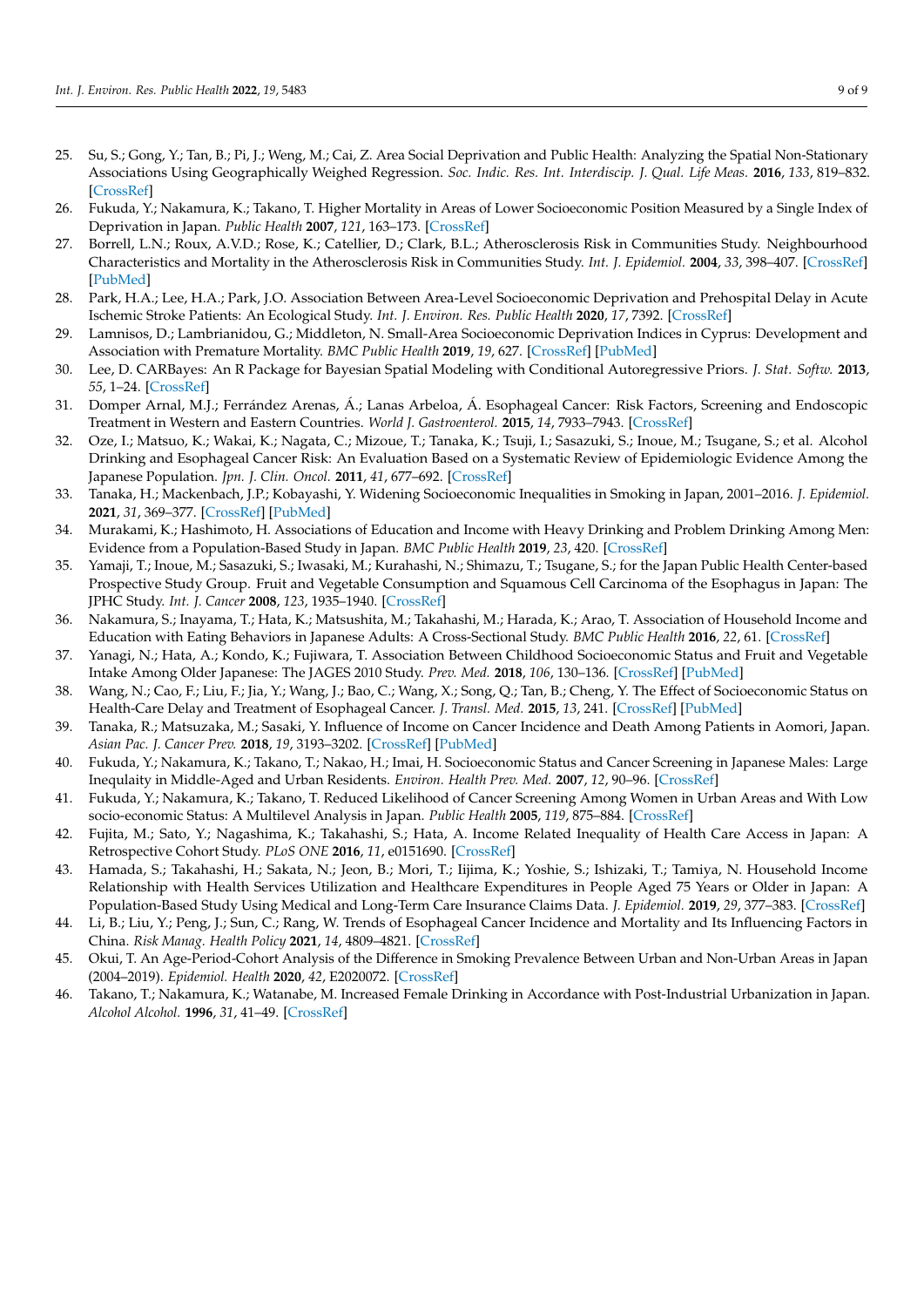25. Su, S.; Gong, Y.; Tan, B.; Pi, J.; Weng, M.; Cai, Z. Area Social Deprivation and Public Health: Analyzing the Spatial Non-Stationary Associations Using Geographically Weighed Regression. *Soc. Indic. Res. Int. Interdiscip. J. Qual. Life Meas.* **2016**, *133*, 819–832. [CrossRef]
26. Fukuda, Y.; Nakamura, K.; Takano, T. Higher Mortality in Areas of Lower Socioeconomic Position Measured by a Single Index of Deprivation in Japan. *Public Health* **2007**, *121*, 163–173. [CrossRef]
27. Borrell, L.N.; Roux, A.V.D.; Rose, K.; Catellier, D.; Clark, B.L.; Atherosclerosis Risk in Communities Study. Neighbourhood Characteristics and Mortality in the Atherosclerosis Risk in Communities Study. *Int. J. Epidemiol.* **2004**, *33*, 398–407. [CrossRef] [PubMed]
28. Park, H.A.; Lee, H.A.; Park, J.O. Association Between Area-Level Socioeconomic Deprivation and Prehospital Delay in Acute Ischemic Stroke Patients: An Ecological Study. *Int. J. Environ. Res. Public Health* **2020**, *17*, 7392. [CrossRef]
29. Lamnisos, D.; Lambrianidou, G.; Middleton, N. Small-Area Socioeconomic Deprivation Indices in Cyprus: Development and Association with Premature Mortality. *BMC Public Health* **2019**, *19*, 627. [CrossRef] [PubMed]
30. Lee, D. CARBayes: An R Package for Bayesian Spatial Modeling with Conditional Autoregressive Priors. *J. Stat. Softw.* **2013**, *55*, 1–24. [CrossRef]
31. Domper Arnal, M.J.; Ferrández Arenas, Á.; Lanas Arbeloa, Á. Esophageal Cancer: Risk Factors, Screening and Endoscopic Treatment in Western and Eastern Countries. *World J. Gastroenterol.* **2015**, *14*, 7933–7943. [CrossRef]
32. Oze, I.; Matsuo, K.; Wakai, K.; Nagata, C.; Mizoue, T.; Tanaka, K.; Tsuji, I.; Sasazuki, S.; Inoue, M.; Tsugane, S.; et al. Alcohol Drinking and Esophageal Cancer Risk: An Evaluation Based on a Systematic Review of Epidemiologic Evidence Among the Japanese Population. *Jpn. J. Clin. Oncol.* **2011**, *41*, 677–692. [CrossRef]
33. Tanaka, H.; Mackenbach, J.P.; Kobayashi, Y. Widening Socioeconomic Inequalities in Smoking in Japan, 2001–2016. *J. Epidemiol.* **2021**, *31*, 369–377. [CrossRef] [PubMed]
34. Murakami, K.; Hashimoto, H. Associations of Education and Income with Heavy Drinking and Problem Drinking Among Men: Evidence from a Population-Based Study in Japan. *BMC Public Health* **2019**, *23*, 420. [CrossRef]
35. Yamaji, T.; Inoue, M.; Sasazuki, S.; Iwasaki, M.; Kurahashi, N.; Shimazu, T.; Tsugane, S.; for the Japan Public Health Center-based Prospective Study Group. Fruit and Vegetable Consumption and Squamous Cell Carcinoma of the Esophagus in Japan: The JPHC Study. *Int. J. Cancer* **2008**, *123*, 1935–1940. [CrossRef]
36. Nakamura, S.; Inayama, T.; Hata, K.; Matsushita, M.; Takahashi, M.; Harada, K.; Arao, T. Association of Household Income and Education with Eating Behaviors in Japanese Adults: A Cross-Sectional Study. *BMC Public Health* **2016**, *22*, 61. [CrossRef]
37. Yanagi, N.; Hata, A.; Kondo, K.; Fujiwara, T. Association Between Childhood Socioeconomic Status and Fruit and Vegetable Intake Among Older Japanese: The JAGES 2010 Study. *Prev. Med.* **2018**, *106*, 130–136. [CrossRef] [PubMed]
38. Wang, N.; Cao, F.; Liu, F.; Jia, Y.; Wang, J.; Bao, C.; Wang, X.; Song, Q.; Tan, B.; Cheng, Y. The Effect of Socioeconomic Status on Health-Care Delay and Treatment of Esophageal Cancer. *J. Transl. Med.* **2015**, *13*, 241. [CrossRef] [PubMed]
39. Tanaka, R.; Matsuzaka, M.; Sasaki, Y. Influence of Income on Cancer Incidence and Death Among Patients in Aomori, Japan. *Asian Pac. J. Cancer Prev.* **2018**, *19*, 3193–3202. [CrossRef] [PubMed]
40. Fukuda, Y.; Nakamura, K.; Takano, T.; Nakao, H.; Imai, H. Socioeconomic Status and Cancer Screening in Japanese Males: Large Inequlaity in Middle-Aged and Urban Residents. *Environ. Health Prev. Med.* **2007**, *12*, 90–96. [CrossRef]
41. Fukuda, Y.; Nakamura, K.; Takano, T. Reduced Likelihood of Cancer Screening Among Women in Urban Areas and With Low socio-economic Status: A Multilevel Analysis in Japan. *Public Health* **2005**, *119*, 875–884. [CrossRef]
42. Fujita, M.; Sato, Y.; Nagashima, K.; Takahashi, S.; Hata, A. Income Related Inequality of Health Care Access in Japan: A Retrospective Cohort Study. *PLoS ONE* **2016**, *11*, e0151690. [CrossRef]
43. Hamada, S.; Takahashi, H.; Sakata, N.; Jeon, B.; Mori, T.; Iijima, K.; Yoshie, S.; Ishizaki, T.; Tamiya, N. Household Income Relationship with Health Services Utilization and Healthcare Expenditures in People Aged 75 Years or Older in Japan: A Population-Based Study Using Medical and Long-Term Care Insurance Claims Data. *J. Epidemiol.* **2019**, *29*, 377–383. [CrossRef]
44. Li, B.; Liu, Y.; Peng, J.; Sun, C.; Rang, W. Trends of Esophageal Cancer Incidence and Mortality and Its Influencing Factors in China. *Risk Manag. Health Policy* **2021**, *14*, 4809–4821. [CrossRef]
45. Okui, T. An Age-Period-Cohort Analysis of the Difference in Smoking Prevalence Between Urban and Non-Urban Areas in Japan (2004–2019). *Epidemiol. Health* **2020**, *42*, E2020072. [CrossRef]
46. Takano, T.; Nakamura, K.; Watanabe, M. Increased Female Drinking in Accordance with Post-Industrial Urbanization in Japan. *Alcohol Alcohol.* **1996**, *31*, 41–49. [CrossRef]